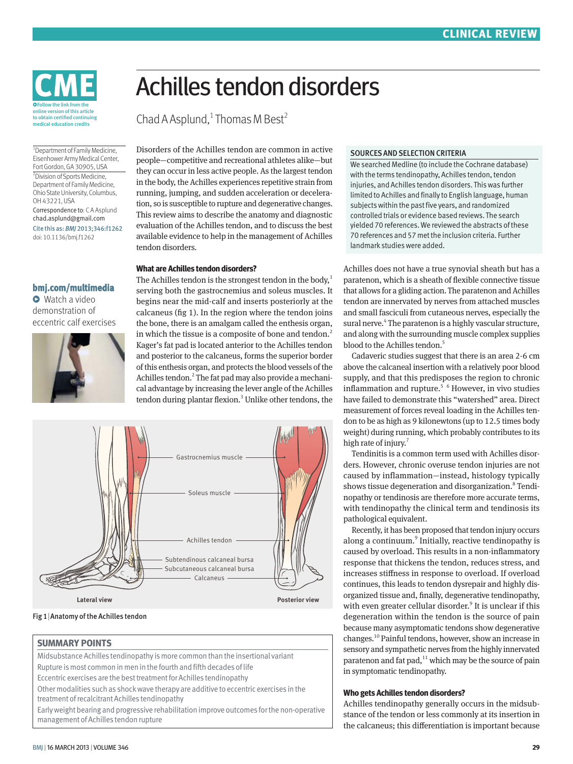# Achilles tendon disorders

Chad A Asplund,[1] Thomas M Best[2]

CME — Follow the link from the online version of this article to obtain certified continuing medical education credits

[1]Department of Family Medicine, Eisenhower Army Medical Center, Fort Gordon, GA 30905, USA

[2]Division of Sports Medicine, Department of Family Medicine, Ohio State University, Columbus, OH 43221, USA

Correspondence to: C A Asplund chad.asplund@gmail.com

Cite this as: *BMJ* 2013;346:f1262

doi: 10.1136/bmj.f1262

**bmj.com/multimedia**

Watch a video demonstration of eccentric calf exercises

Disorders of the Achilles tendon are common in active people—competitive and recreational athletes alike—but they can occur in less active people. As the largest tendon in the body, the Achilles experiences repetitive strain from running, jumping, and sudden acceleration or deceleration, so is susceptible to rupture and degenerative changes. This review aims to describe the anatomy and diagnostic evaluation of the Achilles tendon, and to discuss the best available evidence to help in the management of Achilles tendon disorders.

### SOURCES AND SELECTION CRITERIA

We searched Medline (to include the Cochrane database) with the terms tendinopathy, Achilles tendon, tendon injuries, and Achilles tendon disorders. This was further limited to Achilles and finally to English language, human subjects within the past five years, and randomized controlled trials or evidence based reviews. The search yielded 70 references. We reviewed the abstracts of these 70 references and 57 met the inclusion criteria. Further landmark studies were added.

## What are Achilles tendon disorders?

The Achilles tendon is the strongest tendon in the body,[1] serving both the gastrocnemius and soleus muscles. It begins near the mid-calf and inserts posteriorly at the calcaneus (fig 1). In the region where the tendon joins the bone, there is an amalgam called the enthesis organ, in which the tissue is a composite of bone and tendon.[2] Kager's fat pad is located anterior to the Achilles tendon and posterior to the calcaneus, forms the superior border of this enthesis organ, and protects the blood vessels of the Achilles tendon.[2] The fat pad may also provide a mechanical advantage by increasing the lever angle of the Achilles tendon during plantar flexion.[3] Unlike other tendons, the Achilles does not have a true synovial sheath but has a paratenon, which is a sheath of flexible connective tissue that allows for a gliding action. The paratenon and Achilles tendon are innervated by nerves from attached muscles and small fasciculi from cutaneous nerves, especially the sural nerve.[4] The paratenon is a highly vascular structure, and along with the surrounding muscle complex supplies blood to the Achilles tendon.[5]

Fig 1 | Anatomy of the Achilles tendon

Cadaveric studies suggest that there is an area 2-6 cm above the calcaneal insertion with a relatively poor blood supply, and that this predisposes the region to chronic inflammation and rupture.[5 6] However, in vivo studies have failed to demonstrate this "watershed" area. Direct measurement of forces reveal loading in the Achilles tendon to be as high as 9 kilonewtons (up to 12.5 times body weight) during running, which probably contributes to its high rate of injury.[7]

Tendinitis is a common term used with Achilles disorders. However, chronic overuse tendon injuries are not caused by inflammation—instead, histology typically shows tissue degeneration and disorganization.[8] Tendinopathy or tendinosis are therefore more accurate terms, with tendinopathy the clinical term and tendinosis its pathological equivalent.

Recently, it has been proposed that tendon injury occurs along a continuum.[9] Initially, reactive tendinopathy is caused by overload. This results in a non-inflammatory response that thickens the tendon, reduces stress, and increases stiffness in response to overload. If overload continues, this leads to tendon dysrepair and highly disorganized tissue and, finally, degenerative tendinopathy, with even greater cellular disorder.[9] It is unclear if this degeneration within the tendon is the source of pain because many asymptomatic tendons show degenerative changes.[10] Painful tendons, however, show an increase in sensory and sympathetic nerves from the highly innervated paratenon and fat pad,[11] which may be the source of pain in symptomatic tendinopathy.

## Who gets Achilles tendon disorders?

Achilles tendinopathy generally occurs in the midsubstance of the tendon or less commonly at its insertion in the calcaneus; this differentiation is important because

### SUMMARY POINTS

- Midsubstance Achilles tendinopathy is more common than the insertional variant
- Rupture is most common in men in the fourth and fifth decades of life
- Eccentric exercises are the best treatment for Achilles tendinopathy
- Other modalities such as shockwave therapy are additive to eccentric exercises in the treatment of recalcitrant Achilles tendinopathy
- Early weight bearing and progressive rehabilitation improve outcomes for the non-operative management of Achilles tendon rupture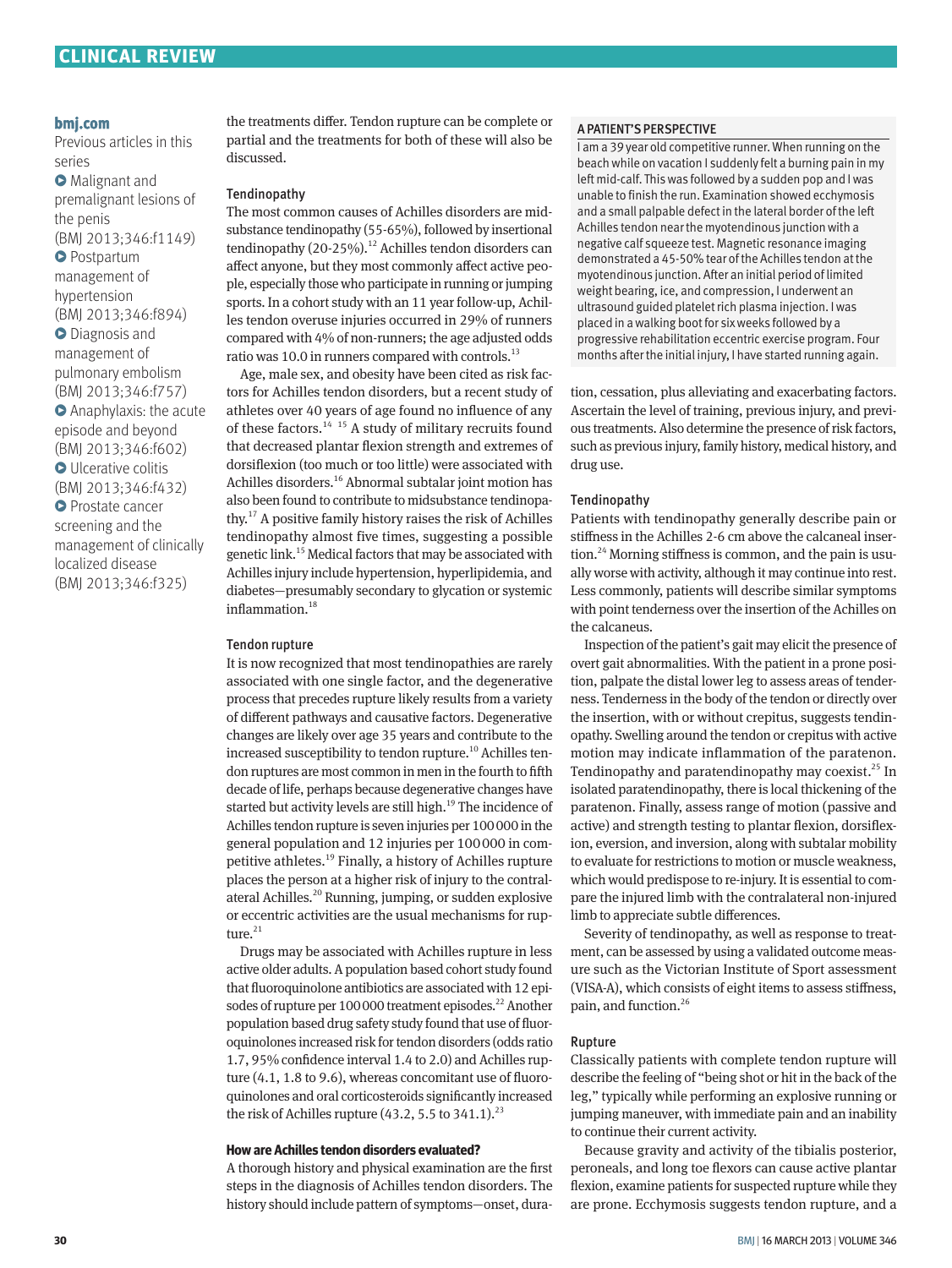**bmj.com**

Previous articles in this series

- Malignant and premalignant lesions of the penis (BMJ 2013;346:f1149)
- Postpartum management of hypertension (BMJ 2013;346:f894)
- Diagnosis and management of pulmonary embolism (BMJ 2013;346:f757)
- Anaphylaxis: the acute episode and beyond (BMJ 2013;346:f602)
- Ulcerative colitis (BMJ 2013;346:f432)
- Prostate cancer screening and the management of clinically localized disease (BMJ 2013;346:f325)

the treatments differ. Tendon rupture can be complete or partial and the treatments for both of these will also be discussed.

### Tendinopathy

The most common causes of Achilles disorders are midsubstance tendinopathy (55-65%), followed by insertional tendinopathy (20-25%).[12] Achilles tendon disorders can affect anyone, but they most commonly affect active people, especially those who participate in running or jumping sports. In a cohort study with an 11 year follow-up, Achilles tendon overuse injuries occurred in 29% of runners compared with 4% of non-runners; the age adjusted odds ratio was 10.0 in runners compared with controls.[13]

Age, male sex, and obesity have been cited as risk factors for Achilles tendon disorders, but a recent study of athletes over 40 years of age found no influence of any of these factors.[14 15] A study of military recruits found that decreased plantar flexion strength and extremes of dorsiflexion (too much or too little) were associated with Achilles disorders.[16] Abnormal subtalar joint motion has also been found to contribute to midsubstance tendinopathy.[17] A positive family history raises the risk of Achilles tendinopathy almost five times, suggesting a possible genetic link.[15] Medical factors that may be associated with Achilles injury include hypertension, hyperlipidemia, and diabetes—presumably secondary to glycation or systemic inflammation.[18]

### Tendon rupture

It is now recognized that most tendinopathies are rarely associated with one single factor, and the degenerative process that precedes rupture likely results from a variety of different pathways and causative factors. Degenerative changes are likely over age 35 years and contribute to the increased susceptibility to tendon rupture.[10] Achilles tendon ruptures are most common in men in the fourth to fifth decade of life, perhaps because degenerative changes have started but activity levels are still high.[19] The incidence of Achilles tendon rupture is seven injuries per 100 000 in the general population and 12 injuries per 100 000 in competitive athletes.[19] Finally, a history of Achilles rupture places the person at a higher risk of injury to the contralateral Achilles.[20] Running, jumping, or sudden explosive or eccentric activities are the usual mechanisms for rupture.[21]

Drugs may be associated with Achilles rupture in less active older adults. A population based cohort study found that fluoroquinolone antibiotics are associated with 12 episodes of rupture per 100 000 treatment episodes.[22] Another population based drug safety study found that use of fluoroquinolones increased risk for tendon disorders (odds ratio 1.7, 95% confidence interval 1.4 to 2.0) and Achilles rupture (4.1, 1.8 to 9.6), whereas concomitant use of fluoroquinolones and oral corticosteroids significantly increased the risk of Achilles rupture (43.2, 5.5 to 341.1).[23]

## How are Achilles tendon disorders evaluated?

A thorough history and physical examination are the first steps in the diagnosis of Achilles tendon disorders. The history should include pattern of symptoms—onset, duration, cessation, plus alleviating and exacerbating factors. Ascertain the level of training, previous injury, and previous treatments. Also determine the presence of risk factors, such as previous injury, family history, medical history, and drug use.

### Tendinopathy

Patients with tendinopathy generally describe pain or stiffness in the Achilles 2-6 cm above the calcaneal insertion.[24] Morning stiffness is common, and the pain is usually worse with activity, although it may continue into rest. Less commonly, patients will describe similar symptoms with point tenderness over the insertion of the Achilles on the calcaneus.

Inspection of the patient's gait may elicit the presence of overt gait abnormalities. With the patient in a prone position, palpate the distal lower leg to assess areas of tenderness. Tenderness in the body of the tendon or directly over the insertion, with or without crepitus, suggests tendinopathy. Swelling around the tendon or crepitus with active motion may indicate inflammation of the paratenon. Tendinopathy and paratendinopathy may coexist.[25] In isolated paratendinopathy, there is local thickening of the paratenon. Finally, assess range of motion (passive and active) and strength testing to plantar flexion, dorsiflexion, eversion, and inversion, along with subtalar mobility to evaluate for restrictions to motion or muscle weakness, which would predispose to re-injury. It is essential to compare the injured limb with the contralateral non-injured limb to appreciate subtle differences.

Severity of tendinopathy, as well as response to treatment, can be assessed by using a validated outcome measure such as the Victorian Institute of Sport assessment (VISA-A), which consists of eight items to assess stiffness, pain, and function.[26]

### Rupture

Classically patients with complete tendon rupture will describe the feeling of "being shot or hit in the back of the leg," typically while performing an explosive running or jumping maneuver, with immediate pain and an inability to continue their current activity.

Because gravity and activity of the tibialis posterior, peroneals, and long toe flexors can cause active plantar flexion, examine patients for suspected rupture while they are prone. Ecchymosis suggests tendon rupture, and a

### A PATIENT'S PERSPECTIVE

I am a 39 year old competitive runner. When running on the beach while on vacation I suddenly felt a burning pain in my left mid-calf. This was followed by a sudden pop and I was unable to finish the run. Examination showed ecchymosis and a small palpable defect in the lateral border of the left Achilles tendon near the myotendinous junction with a negative calf squeeze test. Magnetic resonance imaging demonstrated a 45-50% tear of the Achilles tendon at the myotendinous junction. After an initial period of limited weight bearing, ice, and compression, I underwent an ultrasound guided platelet rich plasma injection. I was placed in a walking boot for six weeks followed by a progressive rehabilitation eccentric exercise program. Four months after the initial injury, I have started running again.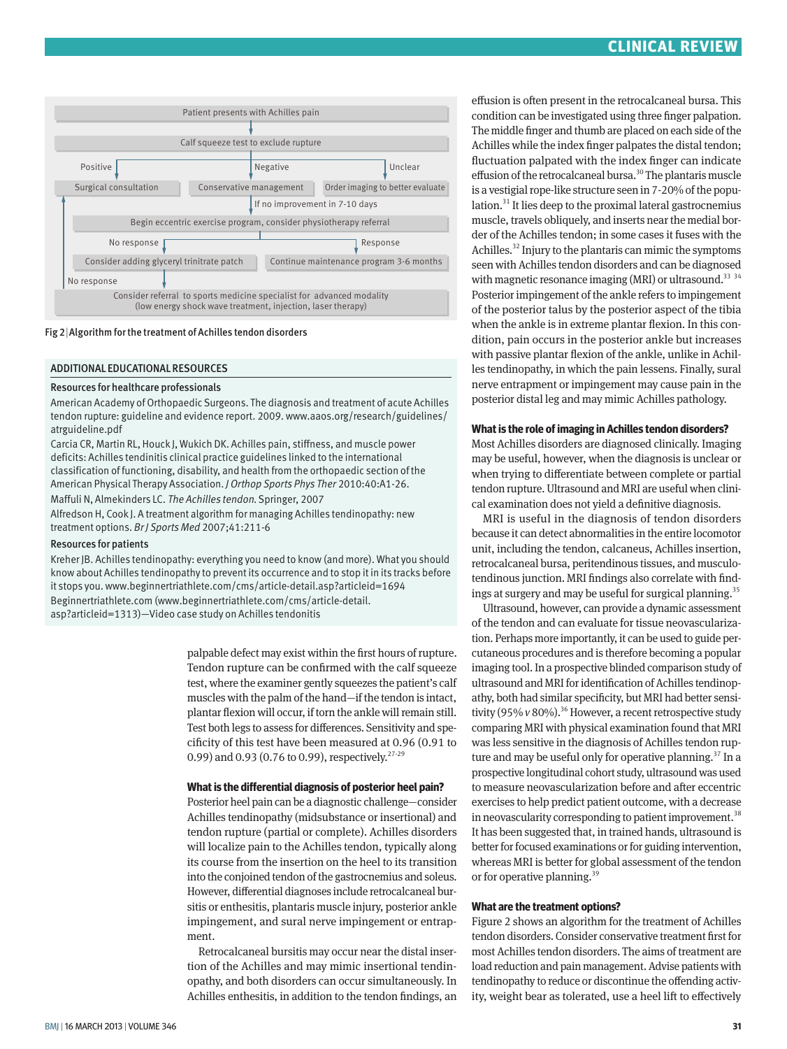Patient presents with Achilles pain

Calf squeeze test to exclude rupture

Positive

Negative

Unclear

Surgical consultation

Conservative management

Order imaging to better evaluate

If no improvement in 7-10 days

Begin eccentric exercise program, consider physiotherapy referral

No response

Response

Consider adding glyceryl trinitrate patch

Continue maintenance program 3-6 months

No response

Consider referral to sports medicine specialist for advanced modality (low energy shock wave treatment, injection, laser therapy)

Fig 2 | Algorithm for the treatment of Achilles tendon disorders

## ADDITIONAL EDUCATIONAL RESOURCES

### Resources for healthcare professionals

American Academy of Orthopaedic Surgeons. The diagnosis and treatment of acute Achilles tendon rupture: guideline and evidence report. 2009. www.aaos.org/research/guidelines/atrguideline.pdf

Carcia CR, Martin RL, Houck J, Wukich DK. Achilles pain, stiffness, and muscle power deficits: Achilles tendinitis clinical practice guidelines linked to the international classification of functioning, disability, and health from the orthopaedic section of the American Physical Therapy Association. *J Orthop Sports Phys Ther* 2010:40:A1-26.

Maffuli N, Almekinders LC. *The Achilles tendon.* Springer, 2007

Alfredson H, Cook J. A treatment algorithm for managing Achilles tendinopathy: new treatment options. *Br J Sports Med* 2007;41:211-6

### Resources for patients

Kreher JB. Achilles tendinopathy: everything you need to know (and more). What you should know about Achilles tendinopathy to prevent its occurrence and to stop it in its tracks before it stops you. www.beginnertriathlete.com/cms/article-detail.asp?articleid=1694

Beginnertriathlete.com (www.beginnertriathlete.com/cms/article-detail.asp?articleid=1313)—Video case study on Achilles tendonitis

palpable defect may exist within the first hours of rupture. Tendon rupture can be confirmed with the calf squeeze test, where the examiner gently squeezes the patient's calf muscles with the palm of the hand—if the tendon is intact, plantar flexion will occur, if torn the ankle will remain still. Test both legs to assess for differences. Sensitivity and specificity of this test have been measured at 0.96 (0.91 to 0.99) and 0.93 (0.76 to 0.99), respectively.[27-29]

### What is the differential diagnosis of posterior heel pain?

Posterior heel pain can be a diagnostic challenge—consider Achilles tendinopathy (midsubstance or insertional) and tendon rupture (partial or complete). Achilles disorders will localize pain to the Achilles tendon, typically along its course from the insertion on the heel to its transition into the conjoined tendon of the gastrocnemius and soleus. However, differential diagnoses include retrocalcaneal bursitis or enthesitis, plantaris muscle injury, posterior ankle impingement, and sural nerve impingement or entrapment.

Retrocalcaneal bursitis may occur near the distal insertion of the Achilles and may mimic insertional tendinopathy, and both disorders can occur simultaneously. In Achilles enthesitis, in addition to the tendon findings, an effusion is often present in the retrocalcaneal bursa. This condition can be investigated using three finger palpation. The middle finger and thumb are placed on each side of the Achilles while the index finger palpates the distal tendon; fluctuation palpated with the index finger can indicate effusion of the retrocalcaneal bursa.[30] The plantaris muscle is a vestigial rope-like structure seen in 7-20% of the population.[31] It lies deep to the proximal lateral gastrocnemius muscle, travels obliquely, and inserts near the medial border of the Achilles tendon; in some cases it fuses with the Achilles.[32] Injury to the plantaris can mimic the symptoms seen with Achilles tendon disorders and can be diagnosed with magnetic resonance imaging (MRI) or ultrasound.[33 34] Posterior impingement of the ankle refers to impingement of the posterior talus by the posterior aspect of the tibia when the ankle is in extreme plantar flexion. In this condition, pain occurs in the posterior ankle but increases with passive plantar flexion of the ankle, unlike in Achilles tendinopathy, in which the pain lessens. Finally, sural nerve entrapment or impingement may cause pain in the posterior distal leg and may mimic Achilles pathology.

### What is the role of imaging in Achilles tendon disorders?

Most Achilles disorders are diagnosed clinically. Imaging may be useful, however, when the diagnosis is unclear or when trying to differentiate between complete or partial tendon rupture. Ultrasound and MRI are useful when clinical examination does not yield a definitive diagnosis.

MRI is useful in the diagnosis of tendon disorders because it can detect abnormalities in the entire locomotor unit, including the tendon, calcaneus, Achilles insertion, retrocalcaneal bursa, peritendinous tissues, and musculotendinous junction. MRI findings also correlate with findings at surgery and may be useful for surgical planning.[35]

Ultrasound, however, can provide a dynamic assessment of the tendon and can evaluate for tissue neovascularization. Perhaps more importantly, it can be used to guide percutaneous procedures and is therefore becoming a popular imaging tool. In a prospective blinded comparison study of ultrasound and MRI for identification of Achilles tendinopathy, both had similar specificity, but MRI had better sensitivity (95% *v* 80%).[36] However, a recent retrospective study comparing MRI with physical examination found that MRI was less sensitive in the diagnosis of Achilles tendon rupture and may be useful only for operative planning.[37] In a prospective longitudinal cohort study, ultrasound was used to measure neovascularization before and after eccentric exercises to help predict patient outcome, with a decrease in neovascularity corresponding to patient improvement.[38] It has been suggested that, in trained hands, ultrasound is better for focused examinations or for guiding intervention, whereas MRI is better for global assessment of the tendon or for operative planning.[39]

### What are the treatment options?

Figure 2 shows an algorithm for the treatment of Achilles tendon disorders. Consider conservative treatment first for most Achilles tendon disorders. The aims of treatment are load reduction and pain management. Advise patients with tendinopathy to reduce or discontinue the offending activity, weight bear as tolerated, use a heel lift to effectively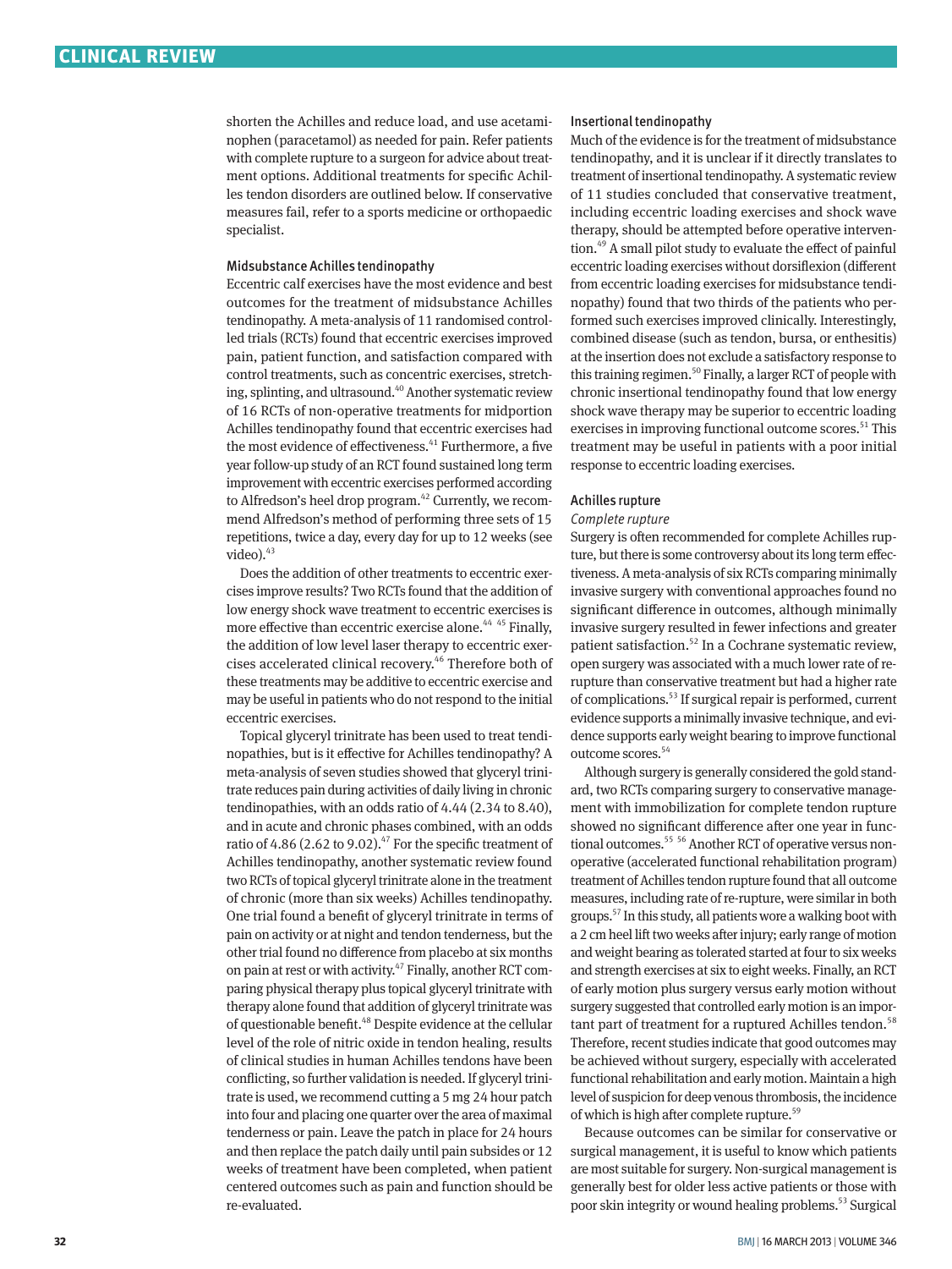shorten the Achilles and reduce load, and use acetaminophen (paracetamol) as needed for pain. Refer patients with complete rupture to a surgeon for advice about treatment options. Additional treatments for specific Achilles tendon disorders are outlined below. If conservative measures fail, refer to a sports medicine or orthopaedic specialist.

### Midsubstance Achilles tendinopathy

Eccentric calf exercises have the most evidence and best outcomes for the treatment of midsubstance Achilles tendinopathy. A meta-analysis of 11 randomised controlled trials (RCTs) found that eccentric exercises improved pain, patient function, and satisfaction compared with control treatments, such as concentric exercises, stretching, splinting, and ultrasound.[40] Another systematic review of 16 RCTs of non-operative treatments for midportion Achilles tendinopathy found that eccentric exercises had the most evidence of effectiveness.[41] Furthermore, a five year follow-up study of an RCT found sustained long term improvement with eccentric exercises performed according to Alfredson's heel drop program.[42] Currently, we recommend Alfredson's method of performing three sets of 15 repetitions, twice a day, every day for up to 12 weeks (see video).[43]

Does the addition of other treatments to eccentric exercises improve results? Two RCTs found that the addition of low energy shock wave treatment to eccentric exercises is more effective than eccentric exercise alone.[44 45] Finally, the addition of low level laser therapy to eccentric exercises accelerated clinical recovery.[46] Therefore both of these treatments may be additive to eccentric exercise and may be useful in patients who do not respond to the initial eccentric exercises.

Topical glyceryl trinitrate has been used to treat tendinopathies, but is it effective for Achilles tendinopathy? A meta-analysis of seven studies showed that glyceryl trinitrate reduces pain during activities of daily living in chronic tendinopathies, with an odds ratio of 4.44 (2.34 to 8.40), and in acute and chronic phases combined, with an odds ratio of 4.86 (2.62 to 9.02).[47] For the specific treatment of Achilles tendinopathy, another systematic review found two RCTs of topical glyceryl trinitrate alone in the treatment of chronic (more than six weeks) Achilles tendinopathy. One trial found a benefit of glyceryl trinitrate in terms of pain on activity or at night and tendon tenderness, but the other trial found no difference from placebo at six months on pain at rest or with activity.[47] Finally, another RCT comparing physical therapy plus topical glyceryl trinitrate with therapy alone found that addition of glyceryl trinitrate was of questionable benefit.[48] Despite evidence at the cellular level of the role of nitric oxide in tendon healing, results of clinical studies in human Achilles tendons have been conflicting, so further validation is needed. If glyceryl trinitrate is used, we recommend cutting a 5 mg 24 hour patch into four and placing one quarter over the area of maximal tenderness or pain. Leave the patch in place for 24 hours and then replace the patch daily until pain subsides or 12 weeks of treatment have been completed, when patient centered outcomes such as pain and function should be re-evaluated.

### Insertional tendinopathy

Much of the evidence is for the treatment of midsubstance tendinopathy, and it is unclear if it directly translates to treatment of insertional tendinopathy. A systematic review of 11 studies concluded that conservative treatment, including eccentric loading exercises and shock wave therapy, should be attempted before operative intervention.[49] A small pilot study to evaluate the effect of painful eccentric loading exercises without dorsiflexion (different from eccentric loading exercises for midsubstance tendinopathy) found that two thirds of the patients who performed such exercises improved clinically. Interestingly, combined disease (such as tendon, bursa, or enthesitis) at the insertion does not exclude a satisfactory response to this training regimen.[50] Finally, a larger RCT of people with chronic insertional tendinopathy found that low energy shock wave therapy may be superior to eccentric loading exercises in improving functional outcome scores.[51] This treatment may be useful in patients with a poor initial response to eccentric loading exercises.

### Achilles rupture

#### *Complete rupture*

Surgery is often recommended for complete Achilles rupture, but there is some controversy about its long term effectiveness. A meta-analysis of six RCTs comparing minimally invasive surgery with conventional approaches found no significant difference in outcomes, although minimally invasive surgery resulted in fewer infections and greater patient satisfaction.[52] In a Cochrane systematic review, open surgery was associated with a much lower rate of re-rupture than conservative treatment but had a higher rate of complications.[53] If surgical repair is performed, current evidence supports a minimally invasive technique, and evidence supports early weight bearing to improve functional outcome scores.[54]

Although surgery is generally considered the gold standard, two RCTs comparing surgery to conservative management with immobilization for complete tendon rupture showed no significant difference after one year in functional outcomes.[55 56] Another RCT of operative versus non-operative (accelerated functional rehabilitation program) treatment of Achilles tendon rupture found that all outcome measures, including rate of re-rupture, were similar in both groups.[57] In this study, all patients wore a walking boot with a 2 cm heel lift two weeks after injury; early range of motion and weight bearing as tolerated started at four to six weeks and strength exercises at six to eight weeks. Finally, an RCT of early motion plus surgery versus early motion without surgery suggested that controlled early motion is an important part of treatment for a ruptured Achilles tendon.[58] Therefore, recent studies indicate that good outcomes may be achieved without surgery, especially with accelerated functional rehabilitation and early motion. Maintain a high level of suspicion for deep venous thrombosis, the incidence of which is high after complete rupture.[59]

Because outcomes can be similar for conservative or surgical management, it is useful to know which patients are most suitable for surgery. Non-surgical management is generally best for older less active patients or those with poor skin integrity or wound healing problems.[53] Surgical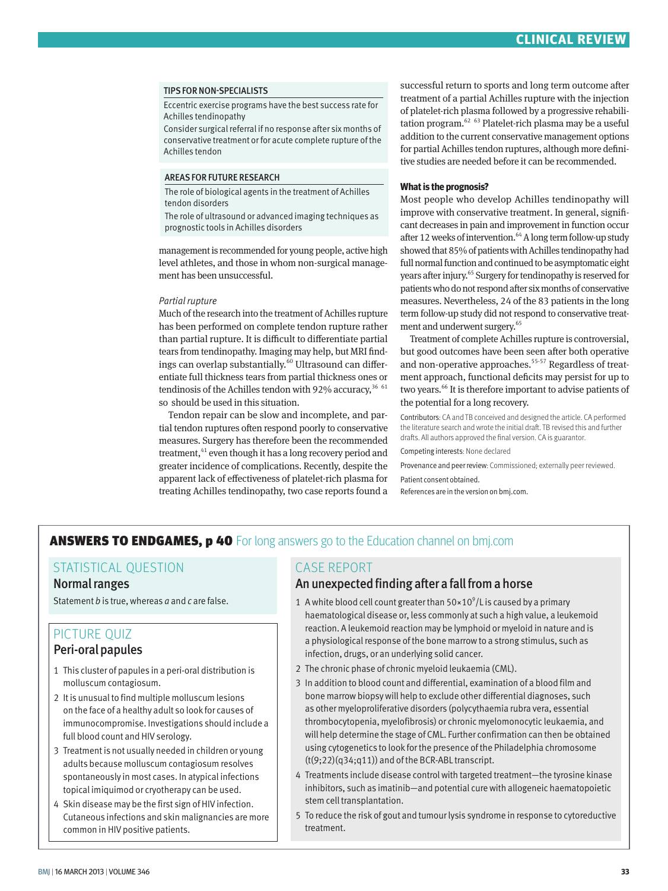### TIPS FOR NON-SPECIALISTS

Eccentric exercise programs have the best success rate for Achilles tendinopathy

Consider surgical referral if no response after six months of conservative treatment or for acute complete rupture of the Achilles tendon

### AREAS FOR FUTURE RESEARCH

The role of biological agents in the treatment of Achilles tendon disorders

The role of ultrasound or advanced imaging techniques as prognostic tools in Achilles disorders

management is recommended for young people, active high level athletes, and those in whom non-surgical management has been unsuccessful.

*Partial rupture*

Much of the research into the treatment of Achilles rupture has been performed on complete tendon rupture rather than partial rupture. It is difficult to differentiate partial tears from tendinopathy. Imaging may help, but MRI findings can overlap substantially.[60] Ultrasound can differentiate full thickness tears from partial thickness ones or tendinosis of the Achilles tendon with 92% accuracy,[36 61] so should be used in this situation.

Tendon repair can be slow and incomplete, and partial tendon ruptures often respond poorly to conservative measures. Surgery has therefore been the recommended treatment,[41] even though it has a long recovery period and greater incidence of complications. Recently, despite the apparent lack of effectiveness of platelet-rich plasma for treating Achilles tendinopathy, two case reports found a successful return to sports and long term outcome after treatment of a partial Achilles rupture with the injection of platelet-rich plasma followed by a progressive rehabilitation program.[62 63] Platelet-rich plasma may be a useful addition to the current conservative management options for partial Achilles tendon ruptures, although more definitive studies are needed before it can be recommended.

**What is the prognosis?**

Most people who develop Achilles tendinopathy will improve with conservative treatment. In general, significant decreases in pain and improvement in function occur after 12 weeks of intervention.[64] A long term follow-up study showed that 85% of patients with Achilles tendinopathy had full normal function and continued to be asymptomatic eight years after injury.[65] Surgery for tendinopathy is reserved for patients who do not respond after six months of conservative measures. Nevertheless, 24 of the 83 patients in the long term follow-up study did not respond to conservative treatment and underwent surgery.[65]

Treatment of complete Achilles rupture is controversial, but good outcomes have been seen after both operative and non-operative approaches.[55-57] Regardless of treatment approach, functional deficits may persist for up to two years.[66] It is therefore important to advise patients of the potential for a long recovery.

Contributors: CA and TB conceived and designed the article. CA performed the literature search and wrote the initial draft. TB revised this and further drafts. All authors approved the final version. CA is guarantor.

Competing interests: None declared

Provenance and peer review: Commissioned; externally peer reviewed.

Patient consent obtained.

References are in the version on bmj.com.

## ANSWERS TO ENDGAMES, p 40 For long answers go to the Education channel on bmj.com

### STATISTICAL QUESTION

#### Normal ranges

Statement *b* is true, whereas *a* and *c* are false.

### PICTURE QUIZ

#### Peri-oral papules

1. This cluster of papules in a peri-oral distribution is molluscum contagiosum.
2. It is unusual to find multiple molluscum lesions on the face of a healthy adult so look for causes of immunocompromise. Investigations should include a full blood count and HIV serology.
3. Treatment is not usually needed in children or young adults because molluscum contagiosum resolves spontaneously in most cases. In atypical infections topical imiquimod or cryotherapy can be used.
4. Skin disease may be the first sign of HIV infection. Cutaneous infections and skin malignancies are more common in HIV positive patients.

### CASE REPORT

#### An unexpected finding after a fall from a horse

1. A white blood cell count greater than $50\times10^9$/L is caused by a primary haematological disease or, less commonly at such a high value, a leukemoid reaction. A leukemoid reaction may be lymphoid or myeloid in nature and is a physiological response of the bone marrow to a strong stimulus, such as infection, drugs, or an underlying solid cancer.
2. The chronic phase of chronic myeloid leukaemia (CML).
3. In addition to blood count and differential, examination of a blood film and bone marrow biopsy will help to exclude other differential diagnoses, such as other myeloproliferative disorders (polycythaemia rubra vera, essential thrombocytopenia, myelofibrosis) or chronic myelomonocytic leukaemia, and will help determine the stage of CML. Further confirmation can then be obtained using cytogenetics to look for the presence of the Philadelphia chromosome (t(9;22)(q34;q11)) and of the BCR-ABL transcript.
4. Treatments include disease control with targeted treatment—the tyrosine kinase inhibitors, such as imatinib—and potential cure with allogeneic haematopoietic stem cell transplantation.
5. To reduce the risk of gout and tumour lysis syndrome in response to cytoreductive treatment.